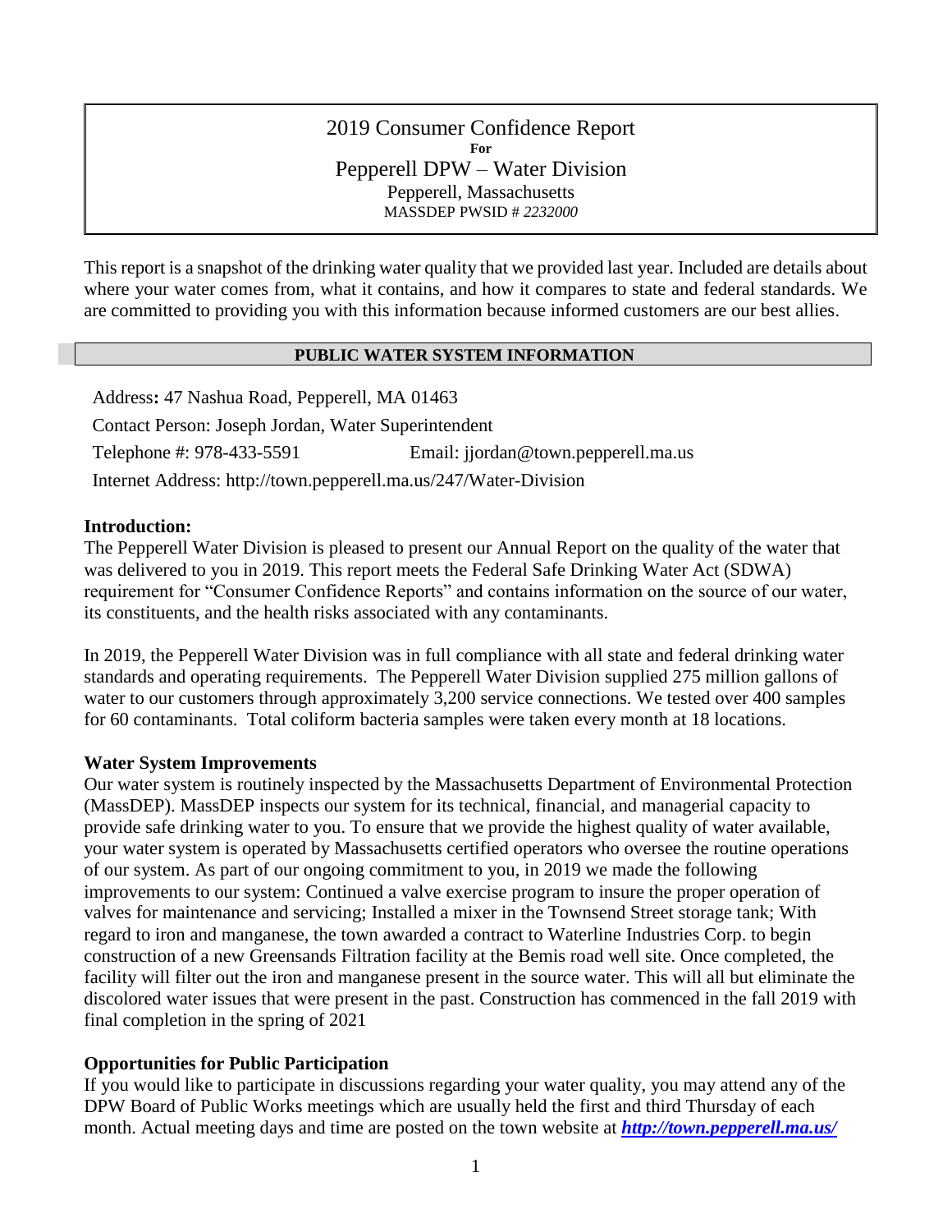# 2019 Consumer Confidence Report

**For**

## Pepperell DPW – Water Division

Pepperell, Massachusetts

MASSDEP PWSID # *2232000*

This report is a snapshot of the drinking water quality that we provided last year. Included are details about where your water comes from, what it contains, and how it compares to state and federal standards. We are committed to providing you with this information because informed customers are our best allies.

## PUBLIC WATER SYSTEM INFORMATION

Address**:** 47 Nashua Road, Pepperell, MA 01463

Contact Person: Joseph Jordan, Water Superintendent

Telephone #: 978-433-5591 Email: jjordan@town.pepperell.ma.us

Internet Address: http://town.pepperell.ma.us/247/Water-Division

**Introduction:**

The Pepperell Water Division is pleased to present our Annual Report on the quality of the water that was delivered to you in 2019. This report meets the Federal Safe Drinking Water Act (SDWA) requirement for "Consumer Confidence Reports" and contains information on the source of our water, its constituents, and the health risks associated with any contaminants.

In 2019, the Pepperell Water Division was in full compliance with all state and federal drinking water standards and operating requirements. The Pepperell Water Division supplied 275 million gallons of water to our customers through approximately 3,200 service connections. We tested over 400 samples for 60 contaminants. Total coliform bacteria samples were taken every month at 18 locations.

**Water System Improvements**

Our water system is routinely inspected by the Massachusetts Department of Environmental Protection (MassDEP). MassDEP inspects our system for its technical, financial, and managerial capacity to provide safe drinking water to you. To ensure that we provide the highest quality of water available, your water system is operated by Massachusetts certified operators who oversee the routine operations of our system. As part of our ongoing commitment to you, in 2019 we made the following improvements to our system: Continued a valve exercise program to insure the proper operation of valves for maintenance and servicing; Installed a mixer in the Townsend Street storage tank; With regard to iron and manganese, the town awarded a contract to Waterline Industries Corp. to begin construction of a new Greensands Filtration facility at the Bemis road well site. Once completed, the facility will filter out the iron and manganese present in the source water. This will all but eliminate the discolored water issues that were present in the past. Construction has commenced in the fall 2019 with final completion in the spring of 2021

**Opportunities for Public Participation**

If you would like to participate in discussions regarding your water quality, you may attend any of the DPW Board of Public Works meetings which are usually held the first and third Thursday of each month. Actual meeting days and time are posted on the town website at ***http://town.pepperell.ma.us/***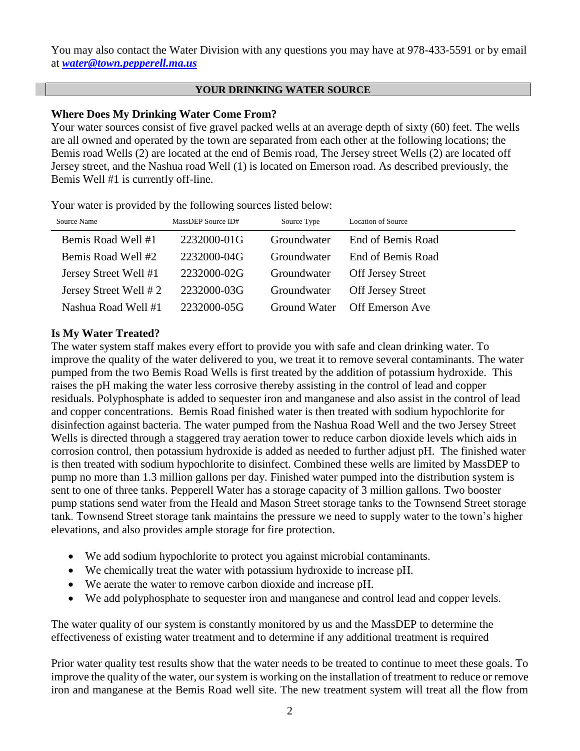You may also contact the Water Division with any questions you may have at 978-433-5591 or by email at ***water@town.pepperell.ma.us***

## YOUR DRINKING WATER SOURCE

**Where Does My Drinking Water Come From?**

Your water sources consist of five gravel packed wells at an average depth of sixty (60) feet. The wells are all owned and operated by the town are separated from each other at the following locations; the Bemis road Wells (2) are located at the end of Bemis road, The Jersey street Wells (2) are located off Jersey street, and the Nashua road Well (1) is located on Emerson road. As described previously, the Bemis Well #1 is currently off-line.

Your water is provided by the following sources listed below:

| Source Name | MassDEP Source ID# | Source Type | Location of Source |
|---|---|---|---|
| Bemis Road Well #1 | 2232000-01G | Groundwater | End of Bemis Road |
| Bemis Road Well #2 | 2232000-04G | Groundwater | End of Bemis Road |
| Jersey Street Well #1 | 2232000-02G | Groundwater | Off Jersey Street |
| Jersey Street Well # 2 | 2232000-03G | Groundwater | Off Jersey Street |
| Nashua Road Well #1 | 2232000-05G | Ground Water | Off Emerson Ave |

**Is My Water Treated?**

The water system staff makes every effort to provide you with safe and clean drinking water. To improve the quality of the water delivered to you, we treat it to remove several contaminants. The water pumped from the two Bemis Road Wells is first treated by the addition of potassium hydroxide. This raises the pH making the water less corrosive thereby assisting in the control of lead and copper residuals. Polyphosphate is added to sequester iron and manganese and also assist in the control of lead and copper concentrations. Bemis Road finished water is then treated with sodium hypochlorite for disinfection against bacteria. The water pumped from the Nashua Road Well and the two Jersey Street Wells is directed through a staggered tray aeration tower to reduce carbon dioxide levels which aids in corrosion control, then potassium hydroxide is added as needed to further adjust pH. The finished water is then treated with sodium hypochlorite to disinfect. Combined these wells are limited by MassDEP to pump no more than 1.3 million gallons per day. Finished water pumped into the distribution system is sent to one of three tanks. Pepperell Water has a storage capacity of 3 million gallons. Two booster pump stations send water from the Heald and Mason Street storage tanks to the Townsend Street storage tank. Townsend Street storage tank maintains the pressure we need to supply water to the town's higher elevations, and also provides ample storage for fire protection.

- We add sodium hypochlorite to protect you against microbial contaminants.
- We chemically treat the water with potassium hydroxide to increase pH.
- We aerate the water to remove carbon dioxide and increase pH.
- We add polyphosphate to sequester iron and manganese and control lead and copper levels.

The water quality of our system is constantly monitored by us and the MassDEP to determine the effectiveness of existing water treatment and to determine if any additional treatment is required

Prior water quality test results show that the water needs to be treated to continue to meet these goals. To improve the quality of the water, our system is working on the installation of treatment to reduce or remove iron and manganese at the Bemis Road well site. The new treatment system will treat all the flow from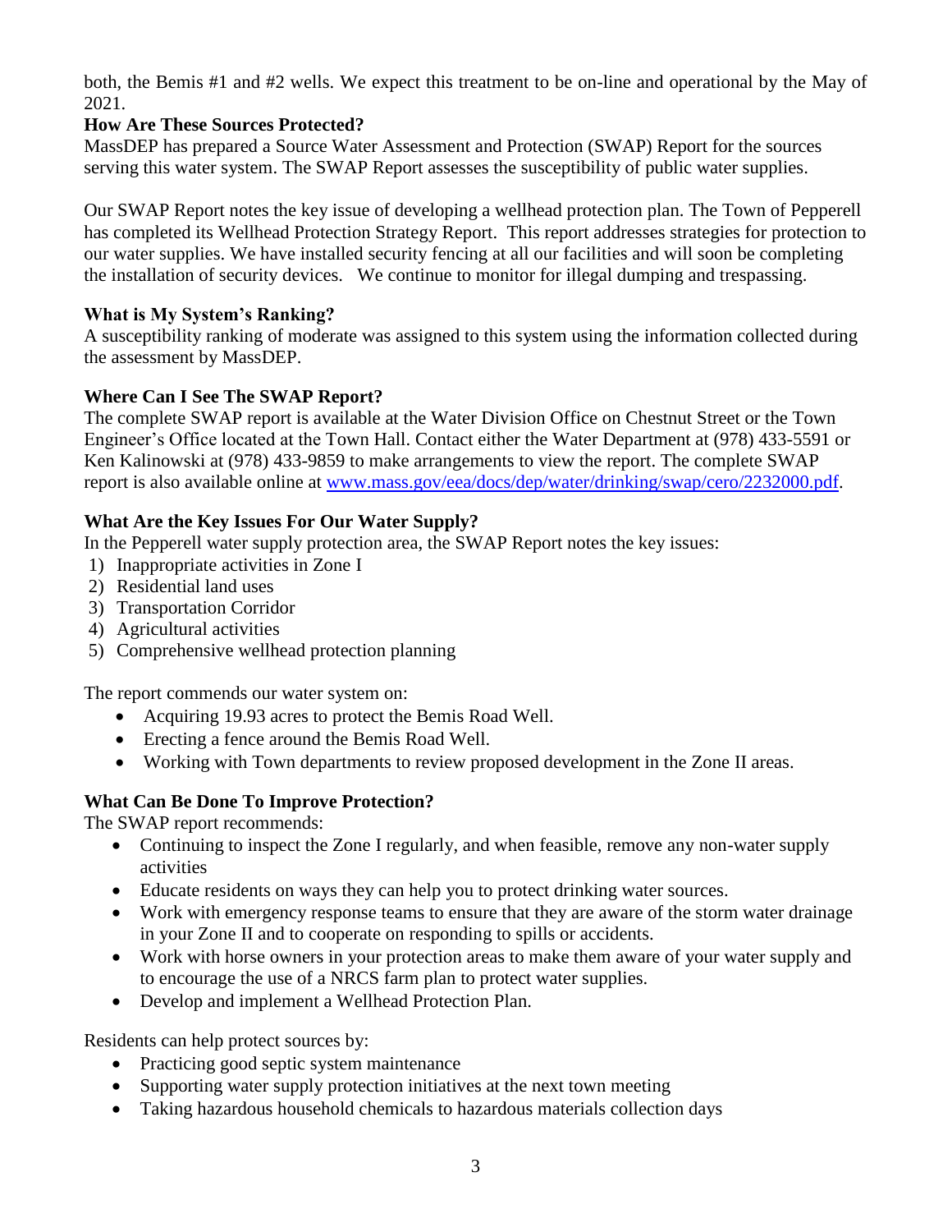both, the Bemis #1 and #2 wells. We expect this treatment to be on-line and operational by the May of 2021.

**How Are These Sources Protected?**

MassDEP has prepared a Source Water Assessment and Protection (SWAP) Report for the sources serving this water system. The SWAP Report assesses the susceptibility of public water supplies.

Our SWAP Report notes the key issue of developing a wellhead protection plan. The Town of Pepperell has completed its Wellhead Protection Strategy Report. This report addresses strategies for protection to our water supplies. We have installed security fencing at all our facilities and will soon be completing the installation of security devices. We continue to monitor for illegal dumping and trespassing.

**What is My System's Ranking?**

A susceptibility ranking of moderate was assigned to this system using the information collected during the assessment by MassDEP.

**Where Can I See The SWAP Report?**

The complete SWAP report is available at the Water Division Office on Chestnut Street or the Town Engineer's Office located at the Town Hall. Contact either the Water Department at (978) 433-5591 or Ken Kalinowski at (978) 433-9859 to make arrangements to view the report. The complete SWAP report is also available online at www.mass.gov/eea/docs/dep/water/drinking/swap/cero/2232000.pdf.

**What Are the Key Issues For Our Water Supply?**

In the Pepperell water supply protection area, the SWAP Report notes the key issues:

1) Inappropriate activities in Zone I
2) Residential land uses
3) Transportation Corridor
4) Agricultural activities
5) Comprehensive wellhead protection planning

The report commends our water system on:

- Acquiring 19.93 acres to protect the Bemis Road Well.
- Erecting a fence around the Bemis Road Well.
- Working with Town departments to review proposed development in the Zone II areas.

**What Can Be Done To Improve Protection?**

The SWAP report recommends:

- Continuing to inspect the Zone I regularly, and when feasible, remove any non-water supply activities
- Educate residents on ways they can help you to protect drinking water sources.
- Work with emergency response teams to ensure that they are aware of the storm water drainage in your Zone II and to cooperate on responding to spills or accidents.
- Work with horse owners in your protection areas to make them aware of your water supply and to encourage the use of a NRCS farm plan to protect water supplies.
- Develop and implement a Wellhead Protection Plan.

Residents can help protect sources by:

- Practicing good septic system maintenance
- Supporting water supply protection initiatives at the next town meeting
- Taking hazardous household chemicals to hazardous materials collection days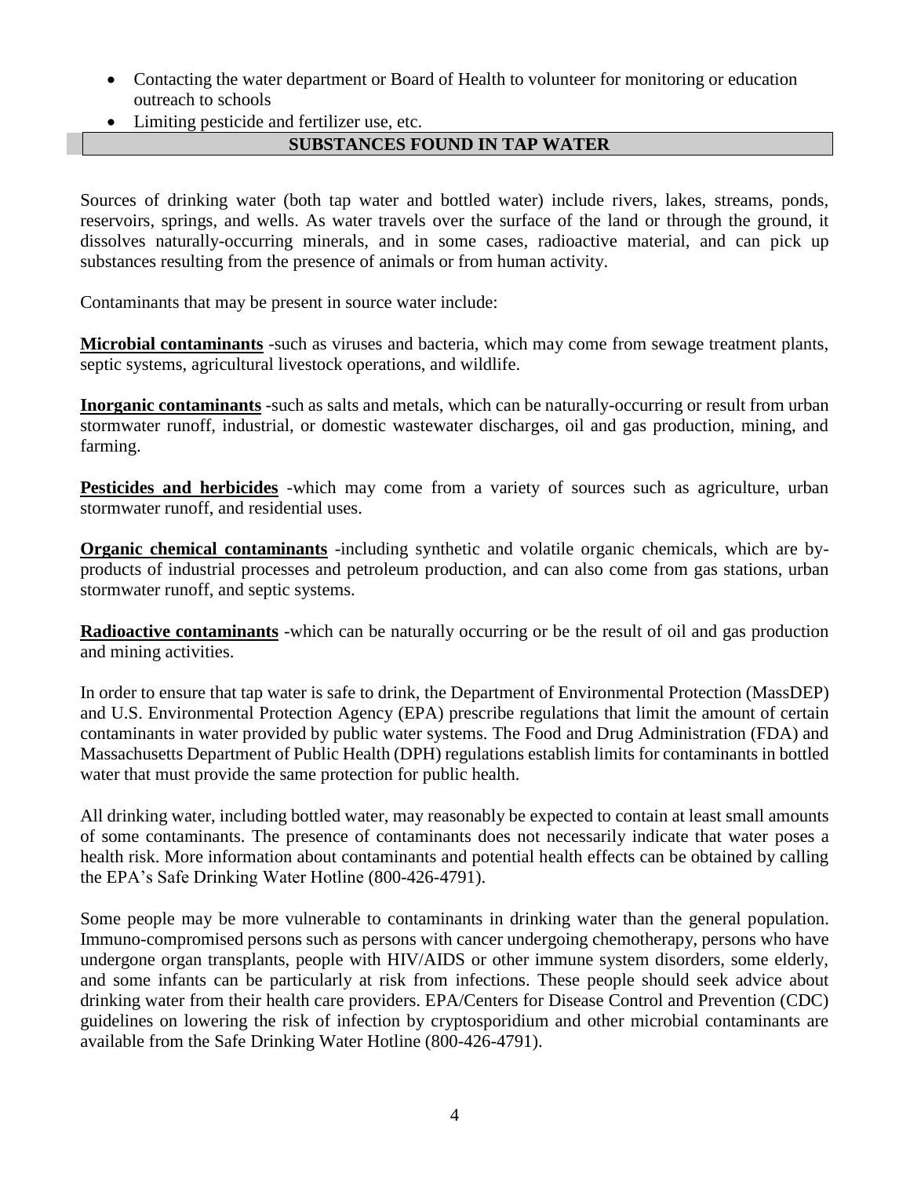- Contacting the water department or Board of Health to volunteer for monitoring or education outreach to schools
- Limiting pesticide and fertilizer use, etc.

## SUBSTANCES FOUND IN TAP WATER

Sources of drinking water (both tap water and bottled water) include rivers, lakes, streams, ponds, reservoirs, springs, and wells. As water travels over the surface of the land or through the ground, it dissolves naturally-occurring minerals, and in some cases, radioactive material, and can pick up substances resulting from the presence of animals or from human activity.

Contaminants that may be present in source water include:

**Microbial contaminants** -such as viruses and bacteria, which may come from sewage treatment plants, septic systems, agricultural livestock operations, and wildlife.

**Inorganic contaminants** -such as salts and metals, which can be naturally-occurring or result from urban stormwater runoff, industrial, or domestic wastewater discharges, oil and gas production, mining, and farming.

**Pesticides and herbicides** -which may come from a variety of sources such as agriculture, urban stormwater runoff, and residential uses.

**Organic chemical contaminants** -including synthetic and volatile organic chemicals, which are by-products of industrial processes and petroleum production, and can also come from gas stations, urban stormwater runoff, and septic systems.

**Radioactive contaminants** -which can be naturally occurring or be the result of oil and gas production and mining activities.

In order to ensure that tap water is safe to drink, the Department of Environmental Protection (MassDEP) and U.S. Environmental Protection Agency (EPA) prescribe regulations that limit the amount of certain contaminants in water provided by public water systems. The Food and Drug Administration (FDA) and Massachusetts Department of Public Health (DPH) regulations establish limits for contaminants in bottled water that must provide the same protection for public health.

All drinking water, including bottled water, may reasonably be expected to contain at least small amounts of some contaminants. The presence of contaminants does not necessarily indicate that water poses a health risk. More information about contaminants and potential health effects can be obtained by calling the EPA's Safe Drinking Water Hotline (800-426-4791).

Some people may be more vulnerable to contaminants in drinking water than the general population. Immuno-compromised persons such as persons with cancer undergoing chemotherapy, persons who have undergone organ transplants, people with HIV/AIDS or other immune system disorders, some elderly, and some infants can be particularly at risk from infections. These people should seek advice about drinking water from their health care providers. EPA/Centers for Disease Control and Prevention (CDC) guidelines on lowering the risk of infection by cryptosporidium and other microbial contaminants are available from the Safe Drinking Water Hotline (800-426-4791).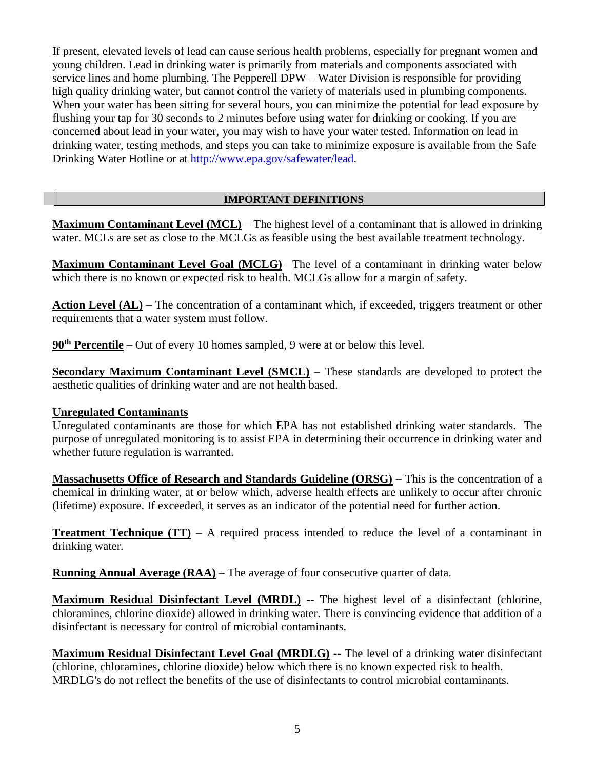If present, elevated levels of lead can cause serious health problems, especially for pregnant women and young children. Lead in drinking water is primarily from materials and components associated with service lines and home plumbing. The Pepperell DPW – Water Division is responsible for providing high quality drinking water, but cannot control the variety of materials used in plumbing components. When your water has been sitting for several hours, you can minimize the potential for lead exposure by flushing your tap for 30 seconds to 2 minutes before using water for drinking or cooking. If you are concerned about lead in your water, you may wish to have your water tested. Information on lead in drinking water, testing methods, and steps you can take to minimize exposure is available from the Safe Drinking Water Hotline or at [http://www.epa.gov/safewater/lead](http://www.epa.gov/safewater/lead).

## IMPORTANT DEFINITIONS

**Maximum Contaminant Level (MCL)** – The highest level of a contaminant that is allowed in drinking water. MCLs are set as close to the MCLGs as feasible using the best available treatment technology.

**Maximum Contaminant Level Goal (MCLG)** –The level of a contaminant in drinking water below which there is no known or expected risk to health. MCLGs allow for a margin of safety.

**Action Level (AL)** – The concentration of a contaminant which, if exceeded, triggers treatment or other requirements that a water system must follow.

**90th Percentile** – Out of every 10 homes sampled, 9 were at or below this level.

**Secondary Maximum Contaminant Level (SMCL)** – These standards are developed to protect the aesthetic qualities of drinking water and are not health based.

**Unregulated Contaminants**
Unregulated contaminants are those for which EPA has not established drinking water standards. The purpose of unregulated monitoring is to assist EPA in determining their occurrence in drinking water and whether future regulation is warranted.

**Massachusetts Office of Research and Standards Guideline (ORSG)** – This is the concentration of a chemical in drinking water, at or below which, adverse health effects are unlikely to occur after chronic (lifetime) exposure. If exceeded, it serves as an indicator of the potential need for further action.

**Treatment Technique (TT)** – A required process intended to reduce the level of a contaminant in drinking water.

**Running Annual Average (RAA)** – The average of four consecutive quarter of data.

**Maximum Residual Disinfectant Level (MRDL)** -- The highest level of a disinfectant (chlorine, chloramines, chlorine dioxide) allowed in drinking water. There is convincing evidence that addition of a disinfectant is necessary for control of microbial contaminants.

**Maximum Residual Disinfectant Level Goal (MRDLG)** -- The level of a drinking water disinfectant (chlorine, chloramines, chlorine dioxide) below which there is no known expected risk to health. MRDLG's do not reflect the benefits of the use of disinfectants to control microbial contaminants.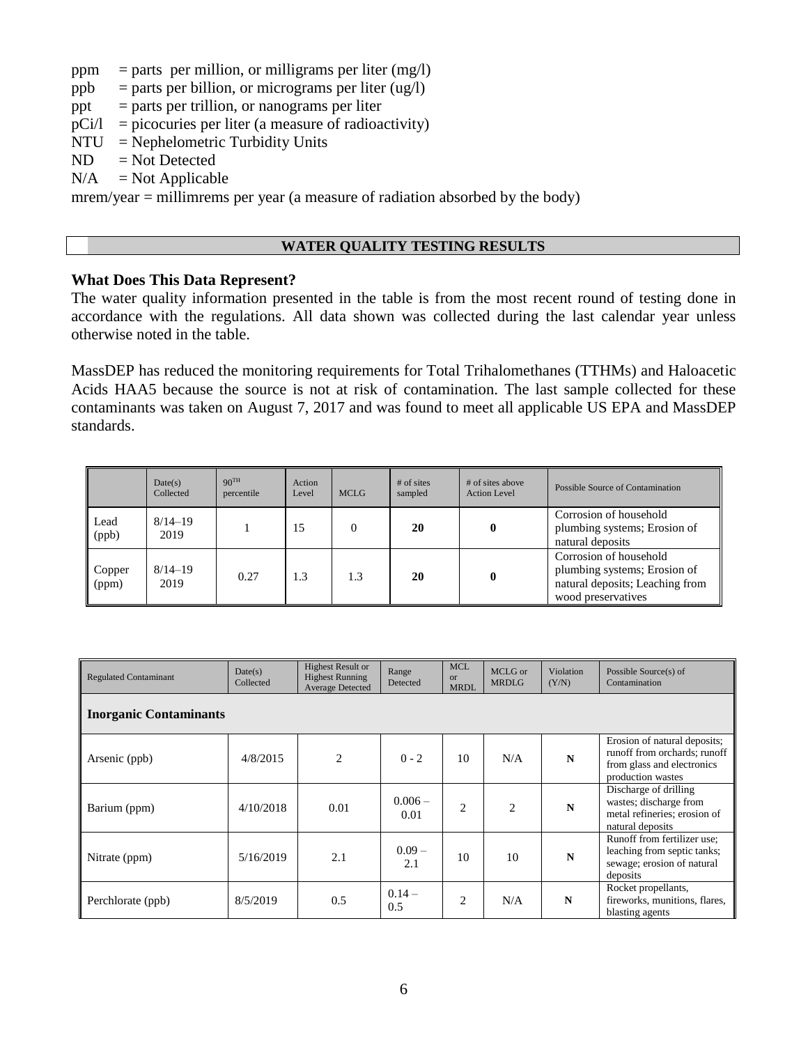ppm = parts per million, or milligrams per liter (mg/l)
ppb = parts per billion, or micrograms per liter (ug/l)
ppt = parts per trillion, or nanograms per liter
pCi/l = picocuries per liter (a measure of radioactivity)
NTU = Nephelometric Turbidity Units
ND = Not Detected
N/A = Not Applicable
mrem/year = millimrems per year (a measure of radiation absorbed by the body)

## WATER QUALITY TESTING RESULTS

**What Does This Data Represent?**

The water quality information presented in the table is from the most recent round of testing done in accordance with the regulations. All data shown was collected during the last calendar year unless otherwise noted in the table.

MassDEP has reduced the monitoring requirements for Total Trihalomethanes (TTHMs) and Haloacetic Acids HAA5 because the source is not at risk of contamination. The last sample collected for these contaminants was taken on August 7, 2017 and was found to meet all applicable US EPA and MassDEP standards.

| | Date(s) Collected | 90TH percentile | Action Level | MCLG | # of sites sampled | # of sites above Action Level | Possible Source of Contamination |
|---|---|---|---|---|---|---|---|
| Lead (ppb) | 8/14–19 2019 | 1 | 15 | 0 | **20** | **0** | Corrosion of household plumbing systems; Erosion of natural deposits |
| Copper (ppm) | 8/14–19 2019 | 0.27 | 1.3 | 1.3 | **20** | **0** | Corrosion of household plumbing systems; Erosion of natural deposits; Leaching from wood preservatives |

| Regulated Contaminant | Date(s) Collected | Highest Result or Highest Running Average Detected | Range Detected | MCL or MRDL | MCLG or MRDLG | Violation (Y/N) | Possible Source(s) of Contamination |
|---|---|---|---|---|---|---|---|
| **Inorganic Contaminants** | | | | | | | |
| Arsenic (ppb) | 4/8/2015 | 2 | 0 - 2 | 10 | N/A | **N** | Erosion of natural deposits; runoff from orchards; runoff from glass and electronics production wastes |
| Barium (ppm) | 4/10/2018 | 0.01 | 0.006 – 0.01 | 2 | 2 | **N** | Discharge of drilling wastes; discharge from metal refineries; erosion of natural deposits |
| Nitrate (ppm) | 5/16/2019 | 2.1 | 0.09 – 2.1 | 10 | 10 | **N** | Runoff from fertilizer use; leaching from septic tanks; sewage; erosion of natural deposits |
| Perchlorate (ppb) | 8/5/2019 | 0.5 | 0.14 – 0.5 | 2 | N/A | **N** | Rocket propellants, fireworks, munitions, flares, blasting agents |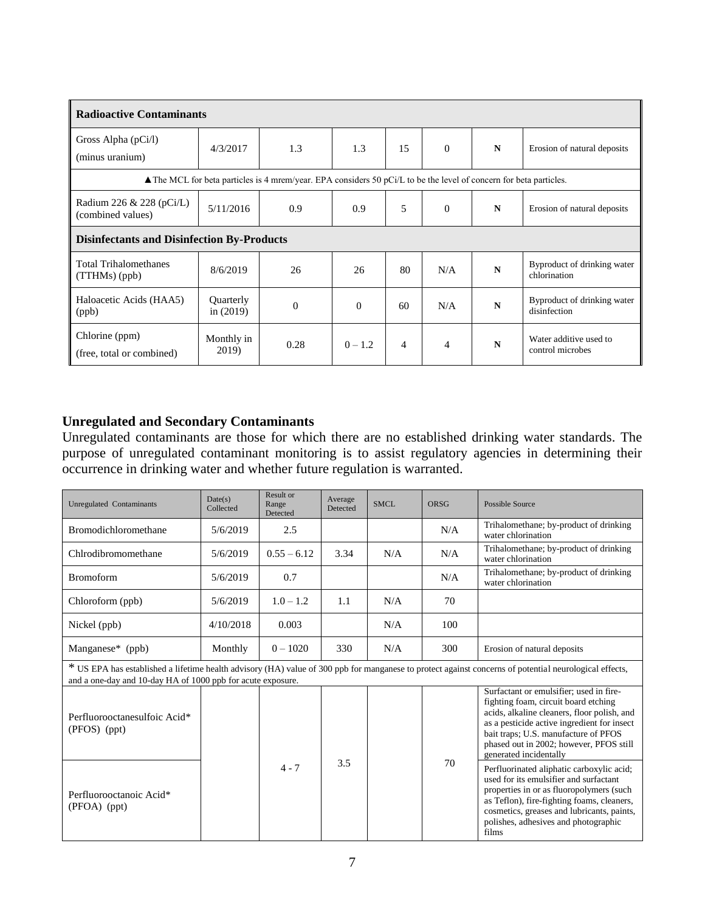| Radioactive Contaminants | | | | | | | |
|---|---|---|---|---|---|---|---|
| Gross Alpha (pCi/l) (minus uranium) | 4/3/2017 | 1.3 | 1.3 | 15 | 0 | **N** | Erosion of natural deposits |
| ▲The MCL for beta particles is 4 mrem/year. EPA considers 50 pCi/L to be the level of concern for beta particles. | | | | | | | |
| Radium 226 & 228 (pCi/L) (combined values) | 5/11/2016 | 0.9 | 0.9 | 5 | 0 | **N** | Erosion of natural deposits |
| **Disinfectants and Disinfection By-Products** | | | | | | | |
| Total Trihalomethanes (TTHMs) (ppb) | 8/6/2019 | 26 | 26 | 80 | N/A | **N** | Byproduct of drinking water chlorination |
| Haloacetic Acids (HAA5) (ppb) | Quarterly in (2019) | 0 | 0 | 60 | N/A | **N** | Byproduct of drinking water disinfection |
| Chlorine (ppm) (free, total or combined) | Monthly in 2019) | 0.28 | 0 – 1.2 | 4 | 4 | **N** | Water additive used to control microbes |

## Unregulated and Secondary Contaminants

Unregulated contaminants are those for which there are no established drinking water standards. The purpose of unregulated contaminant monitoring is to assist regulatory agencies in determining their occurrence in drinking water and whether future regulation is warranted.

| Unregulated Contaminants | Date(s) Collected | Result or Range Detected | Average Detected | SMCL | ORSG | Possible Source |
|---|---|---|---|---|---|---|
| Bromodichloromethane | 5/6/2019 | 2.5 | | | N/A | Trihalomethane; by-product of drinking water chlorination |
| Chlrodibromomethane | 5/6/2019 | 0.55 – 6.12 | 3.34 | N/A | N/A | Trihalomethane; by-product of drinking water chlorination |
| Bromoform | 5/6/2019 | 0.7 | | | N/A | Trihalomethane; by-product of drinking water chlorination |
| Chloroform (ppb) | 5/6/2019 | 1.0 – 1.2 | 1.1 | N/A | 70 | |
| Nickel (ppb) | 4/10/2018 | 0.003 | | N/A | 100 | |
| Manganese* (ppb) | Monthly | 0 – 1020 | 330 | N/A | 300 | Erosion of natural deposits |
| * US EPA has established a lifetime health advisory (HA) value of 300 ppb for manganese to protect against concerns of potential neurological effects, and a one-day and 10-day HA of 1000 ppb for acute exposure. | | | | | | |
| Perfluorooctanesulfoic Acid* (PFOS) (ppt) | | 4 - 7 | 3.5 | | 70 | Surfactant or emulsifier; used in fire-fighting foam, circuit board etching acids, alkaline cleaners, floor polish, and as a pesticide active ingredient for insect bait traps; U.S. manufacture of PFOS phased out in 2002; however, PFOS still generated incidentally |
| Perfluorooctanoic Acid* (PFOA) (ppt) | | | | | | Perfluorinated aliphatic carboxylic acid; used for its emulsifier and surfactant properties in or as fluoropolymers (such as Teflon), fire-fighting foams, cleaners, cosmetics, greases and lubricants, paints, polishes, adhesives and photographic films |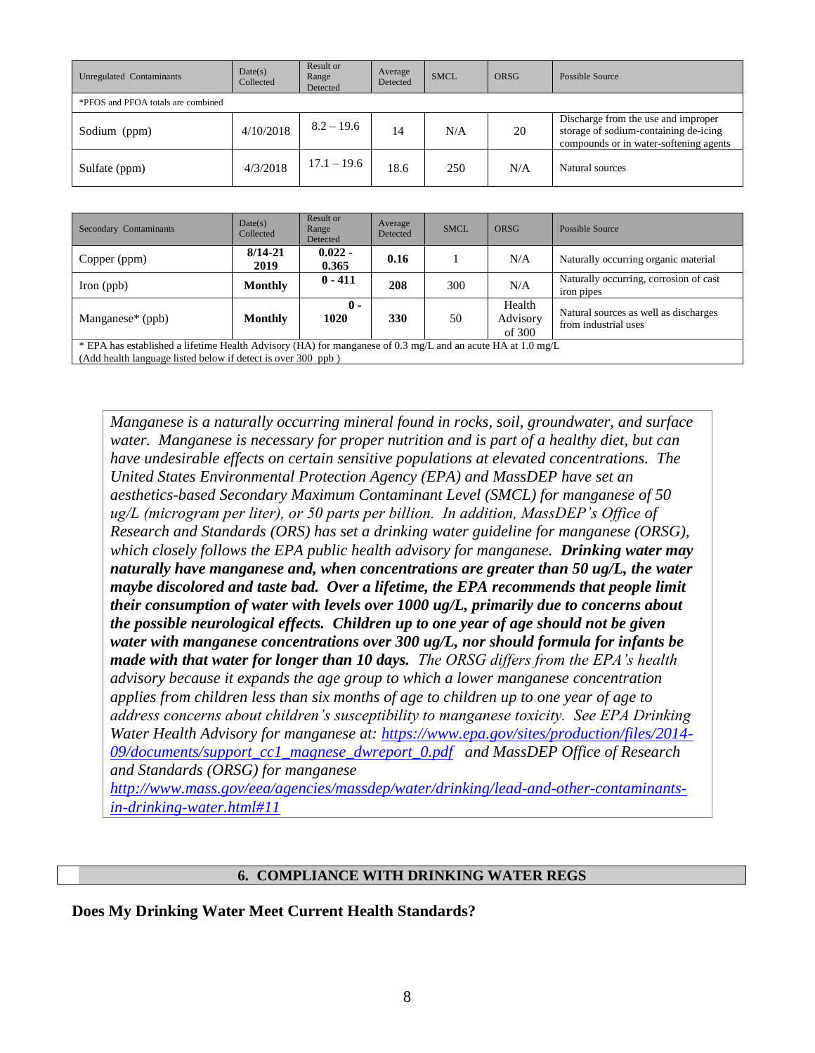| Unregulated Contaminants | Date(s) Collected | Result or Range Detected | Average Detected | SMCL | ORSG | Possible Source |
|---|---|---|---|---|---|---|
| *PFOS and PFOA totals are combined | | | | | | |
| Sodium (ppm) | 4/10/2018 | 8.2 – 19.6 | 14 | N/A | 20 | Discharge from the use and improper storage of sodium-containing de-icing compounds or in water-softening agents |
| Sulfate (ppm) | 4/3/2018 | 17.1 – 19.6 | 18.6 | 250 | N/A | Natural sources |

| Secondary Contaminants | Date(s) Collected | Result or Range Detected | Average Detected | SMCL | ORSG | Possible Source |
|---|---|---|---|---|---|---|
| Copper (ppm) | **8/14-21 2019** | **0.022 - 0.365** | **0.16** | 1 | N/A | Naturally occurring organic material |
| Iron (ppb) | **Monthly** | **0 - 411** | **208** | 300 | N/A | Naturally occurring, corrosion of cast iron pipes |
| Manganese* (ppb) | **Monthly** | **0 - 1020** | **330** | 50 | Health Advisory of 300 | Natural sources as well as discharges from industrial uses |
| * EPA has established a lifetime Health Advisory (HA) for manganese of 0.3 mg/L and an acute HA at 1.0 mg/L (Add health language listed below if detect is over 300 ppb ) | | | | | | |

*Manganese is a naturally occurring mineral found in rocks, soil, groundwater, and surface water. Manganese is necessary for proper nutrition and is part of a healthy diet, but can have undesirable effects on certain sensitive populations at elevated concentrations. The United States Environmental Protection Agency (EPA) and MassDEP have set an aesthetics-based Secondary Maximum Contaminant Level (SMCL) for manganese of 50 ug/L (microgram per liter), or 50 parts per billion. In addition, MassDEP's Office of Research and Standards (ORS) has set a drinking water guideline for manganese (ORSG), which closely follows the EPA public health advisory for manganese.* ***Drinking water may naturally have manganese and, when concentrations are greater than 50 ug/L, the water maybe discolored and taste bad. Over a lifetime, the EPA recommends that people limit their consumption of water with levels over 1000 ug/L, primarily due to concerns about the possible neurological effects. Children up to one year of age should not be given water with manganese concentrations over 300 ug/L, nor should formula for infants be made with that water for longer than 10 days.*** *The ORSG differs from the EPA's health advisory because it expands the age group to which a lower manganese concentration applies from children less than six months of age to children up to one year of age to address concerns about children's susceptibility to manganese toxicity. See EPA Drinking Water Health Advisory for manganese at: https://www.epa.gov/sites/production/files/2014-09/documents/support_cc1_magnese_dwreport_0.pdf and MassDEP Office of Research and Standards (ORSG) for manganese http://www.mass.gov/eea/agencies/massdep/water/drinking/lead-and-other-contaminants-in-drinking-water.html#11*

## 6. COMPLIANCE WITH DRINKING WATER REGS

**Does My Drinking Water Meet Current Health Standards?**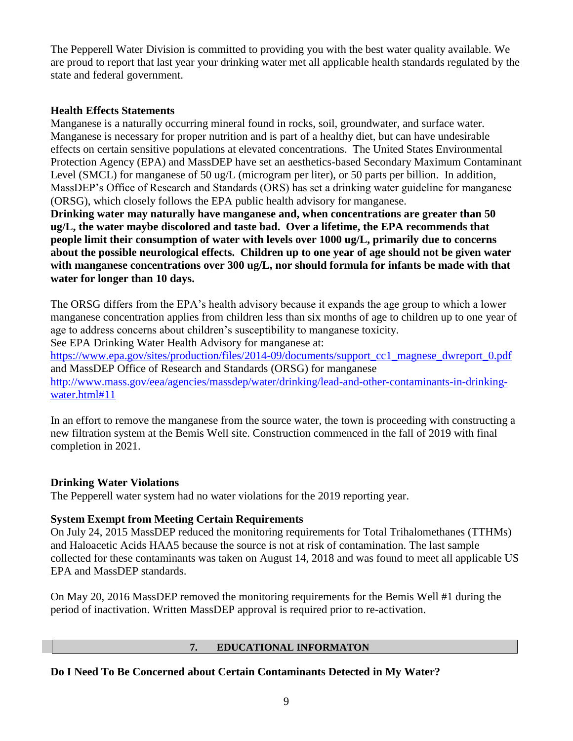The Pepperell Water Division is committed to providing you with the best water quality available. We are proud to report that last year your drinking water met all applicable health standards regulated by the state and federal government.

### Health Effects Statements

Manganese is a naturally occurring mineral found in rocks, soil, groundwater, and surface water. Manganese is necessary for proper nutrition and is part of a healthy diet, but can have undesirable effects on certain sensitive populations at elevated concentrations. The United States Environmental Protection Agency (EPA) and MassDEP have set an aesthetics-based Secondary Maximum Contaminant Level (SMCL) for manganese of 50 ug/L (microgram per liter), or 50 parts per billion. In addition, MassDEP's Office of Research and Standards (ORS) has set a drinking water guideline for manganese (ORSG), which closely follows the EPA public health advisory for manganese.

**Drinking water may naturally have manganese and, when concentrations are greater than 50 ug/L, the water maybe discolored and taste bad. Over a lifetime, the EPA recommends that people limit their consumption of water with levels over 1000 ug/L, primarily due to concerns about the possible neurological effects. Children up to one year of age should not be given water with manganese concentrations over 300 ug/L, nor should formula for infants be made with that water for longer than 10 days.**

The ORSG differs from the EPA's health advisory because it expands the age group to which a lower manganese concentration applies from children less than six months of age to children up to one year of age to address concerns about children's susceptibility to manganese toxicity.
See EPA Drinking Water Health Advisory for manganese at:
https://www.epa.gov/sites/production/files/2014-09/documents/support_cc1_magnese_dwreport_0.pdf
and MassDEP Office of Research and Standards (ORSG) for manganese
http://www.mass.gov/eea/agencies/massdep/water/drinking/lead-and-other-contaminants-in-drinking-water.html#11

In an effort to remove the manganese from the source water, the town is proceeding with constructing a new filtration system at the Bemis Well site. Construction commenced in the fall of 2019 with final completion in 2021.

### Drinking Water Violations

The Pepperell water system had no water violations for the 2019 reporting year.

### System Exempt from Meeting Certain Requirements

On July 24, 2015 MassDEP reduced the monitoring requirements for Total Trihalomethanes (TTHMs) and Haloacetic Acids HAA5 because the source is not at risk of contamination. The last sample collected for these contaminants was taken on August 14, 2018 and was found to meet all applicable US EPA and MassDEP standards.

On May 20, 2016 MassDEP removed the monitoring requirements for the Bemis Well #1 during the period of inactivation. Written MassDEP approval is required prior to re-activation.

## 7. EDUCATIONAL INFORMATON

### Do I Need To Be Concerned about Certain Contaminants Detected in My Water?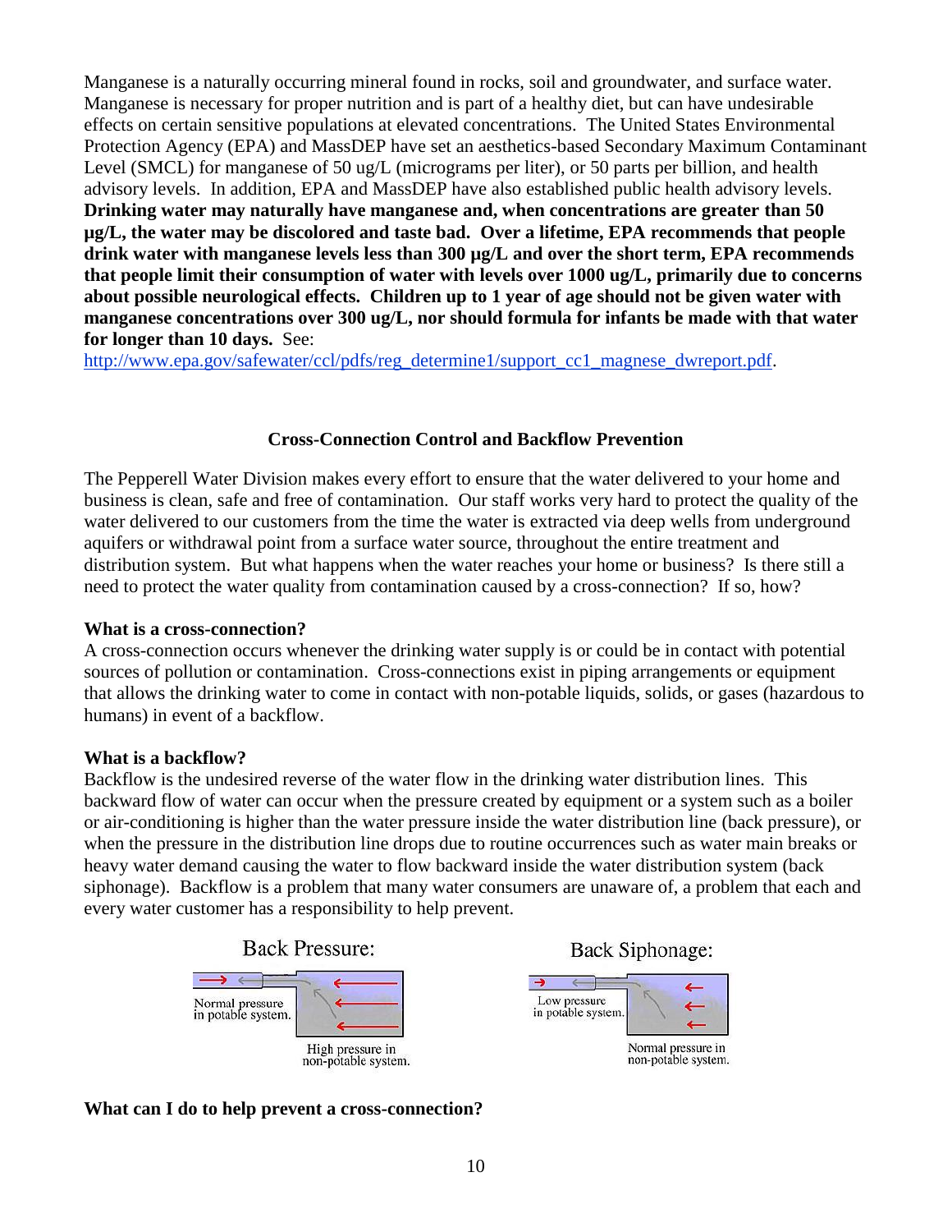Manganese is a naturally occurring mineral found in rocks, soil and groundwater, and surface water. Manganese is necessary for proper nutrition and is part of a healthy diet, but can have undesirable effects on certain sensitive populations at elevated concentrations. The United States Environmental Protection Agency (EPA) and MassDEP have set an aesthetics-based Secondary Maximum Contaminant Level (SMCL) for manganese of 50 ug/L (micrograms per liter), or 50 parts per billion, and health advisory levels. In addition, EPA and MassDEP have also established public health advisory levels. **Drinking water may naturally have manganese and, when concentrations are greater than 50 µg/L, the water may be discolored and taste bad. Over a lifetime, EPA recommends that people drink water with manganese levels less than 300 µg/L and over the short term, EPA recommends that people limit their consumption of water with levels over 1000 ug/L, primarily due to concerns about possible neurological effects. Children up to 1 year of age should not be given water with manganese concentrations over 300 ug/L, nor should formula for infants be made with that water for longer than 10 days.** See: http://www.epa.gov/safewater/ccl/pdfs/reg_determine1/support_cc1_magnese_dwreport.pdf.

## Cross-Connection Control and Backflow Prevention

The Pepperell Water Division makes every effort to ensure that the water delivered to your home and business is clean, safe and free of contamination. Our staff works very hard to protect the quality of the water delivered to our customers from the time the water is extracted via deep wells from underground aquifers or withdrawal point from a surface water source, throughout the entire treatment and distribution system. But what happens when the water reaches your home or business? Is there still a need to protect the water quality from contamination caused by a cross-connection? If so, how?

**What is a cross-connection?**

A cross-connection occurs whenever the drinking water supply is or could be in contact with potential sources of pollution or contamination. Cross-connections exist in piping arrangements or equipment that allows the drinking water to come in contact with non-potable liquids, solids, or gases (hazardous to humans) in event of a backflow.

**What is a backflow?**

Backflow is the undesired reverse of the water flow in the drinking water distribution lines. This backward flow of water can occur when the pressure created by equipment or a system such as a boiler or air-conditioning is higher than the water pressure inside the water distribution line (back pressure), or when the pressure in the distribution line drops due to routine occurrences such as water main breaks or heavy water demand causing the water to flow backward inside the water distribution system (back siphonage). Backflow is a problem that many water consumers are unaware of, a problem that each and every water customer has a responsibility to help prevent.

Back Pressure: Normal pressure in potable system. High pressure in non-potable system.

Back Siphonage: Low pressure in potable system. Normal pressure in non-potable system.

**What can I do to help prevent a cross-connection?**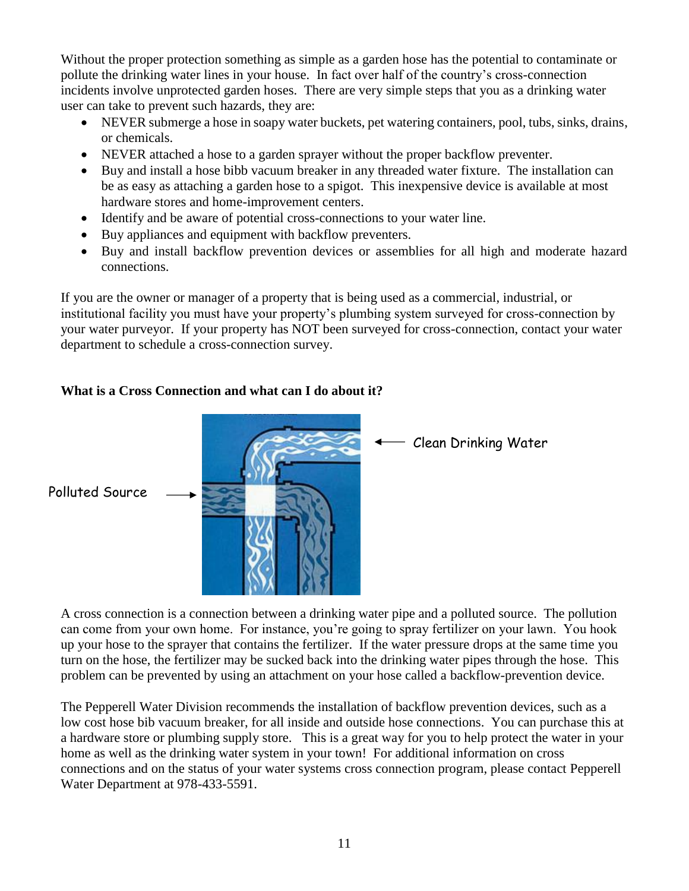Without the proper protection something as simple as a garden hose has the potential to contaminate or pollute the drinking water lines in your house. In fact over half of the country's cross-connection incidents involve unprotected garden hoses. There are very simple steps that you as a drinking water user can take to prevent such hazards, they are:

- NEVER submerge a hose in soapy water buckets, pet watering containers, pool, tubs, sinks, drains, or chemicals.
- NEVER attached a hose to a garden sprayer without the proper backflow preventer.
- Buy and install a hose bibb vacuum breaker in any threaded water fixture. The installation can be as easy as attaching a garden hose to a spigot. This inexpensive device is available at most hardware stores and home-improvement centers.
- Identify and be aware of potential cross-connections to your water line.
- Buy appliances and equipment with backflow preventers.
- Buy and install backflow prevention devices or assemblies for all high and moderate hazard connections.

If you are the owner or manager of a property that is being used as a commercial, industrial, or institutional facility you must have your property's plumbing system surveyed for cross-connection by your water purveyor. If your property has NOT been surveyed for cross-connection, contact your water department to schedule a cross-connection survey.

**What is a Cross Connection and what can I do about it?**

Polluted Source → ← Clean Drinking Water

A cross connection is a connection between a drinking water pipe and a polluted source. The pollution can come from your own home. For instance, you're going to spray fertilizer on your lawn. You hook up your hose to the sprayer that contains the fertilizer. If the water pressure drops at the same time you turn on the hose, the fertilizer may be sucked back into the drinking water pipes through the hose. This problem can be prevented by using an attachment on your hose called a backflow-prevention device.

The Pepperell Water Division recommends the installation of backflow prevention devices, such as a low cost hose bib vacuum breaker, for all inside and outside hose connections. You can purchase this at a hardware store or plumbing supply store. This is a great way for you to help protect the water in your home as well as the drinking water system in your town! For additional information on cross connections and on the status of your water systems cross connection program, please contact Pepperell Water Department at 978-433-5591.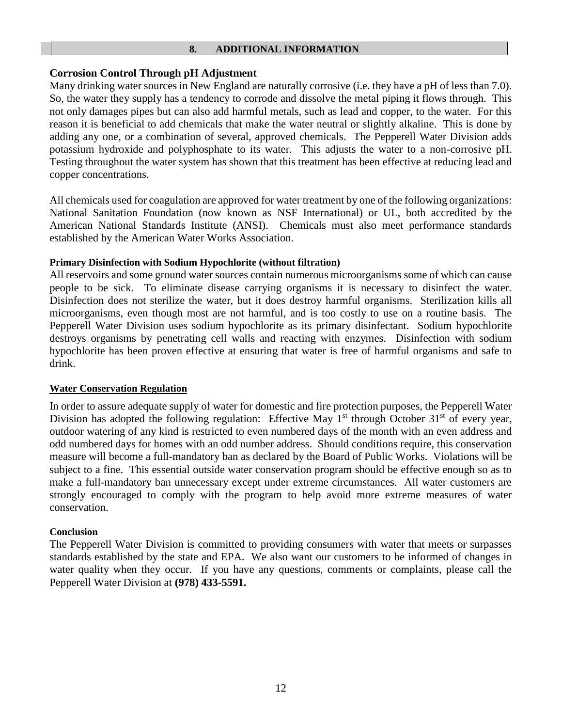## 8. ADDITIONAL INFORMATION

### Corrosion Control Through pH Adjustment

Many drinking water sources in New England are naturally corrosive (i.e. they have a pH of less than 7.0). So, the water they supply has a tendency to corrode and dissolve the metal piping it flows through. This not only damages pipes but can also add harmful metals, such as lead and copper, to the water. For this reason it is beneficial to add chemicals that make the water neutral or slightly alkaline. This is done by adding any one, or a combination of several, approved chemicals. The Pepperell Water Division adds potassium hydroxide and polyphosphate to its water. This adjusts the water to a non-corrosive pH. Testing throughout the water system has shown that this treatment has been effective at reducing lead and copper concentrations.

All chemicals used for coagulation are approved for water treatment by one of the following organizations: National Sanitation Foundation (now known as NSF International) or UL, both accredited by the American National Standards Institute (ANSI). Chemicals must also meet performance standards established by the American Water Works Association.

#### Primary Disinfection with Sodium Hypochlorite (without filtration)

All reservoirs and some ground water sources contain numerous microorganisms some of which can cause people to be sick. To eliminate disease carrying organisms it is necessary to disinfect the water. Disinfection does not sterilize the water, but it does destroy harmful organisms. Sterilization kills all microorganisms, even though most are not harmful, and is too costly to use on a routine basis. The Pepperell Water Division uses sodium hypochlorite as its primary disinfectant. Sodium hypochlorite destroys organisms by penetrating cell walls and reacting with enzymes. Disinfection with sodium hypochlorite has been proven effective at ensuring that water is free of harmful organisms and safe to drink.

#### Water Conservation Regulation

In order to assure adequate supply of water for domestic and fire protection purposes, the Pepperell Water Division has adopted the following regulation: Effective May 1st through October 31st of every year, outdoor watering of any kind is restricted to even numbered days of the month with an even address and odd numbered days for homes with an odd number address. Should conditions require, this conservation measure will become a full-mandatory ban as declared by the Board of Public Works. Violations will be subject to a fine. This essential outside water conservation program should be effective enough so as to make a full-mandatory ban unnecessary except under extreme circumstances. All water customers are strongly encouraged to comply with the program to help avoid more extreme measures of water conservation.

#### Conclusion

The Pepperell Water Division is committed to providing consumers with water that meets or surpasses standards established by the state and EPA. We also want our customers to be informed of changes in water quality when they occur. If you have any questions, comments or complaints, please call the Pepperell Water Division at **(978) 433-5591.**